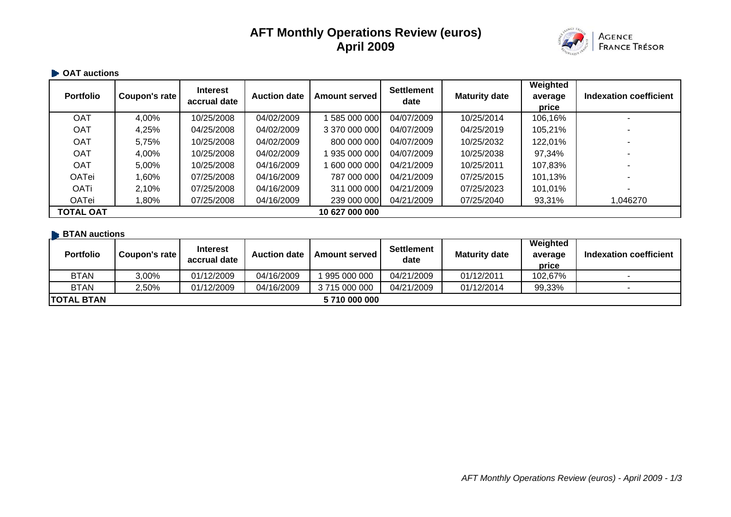# AFT Monthly Operations Review (euros)
# April 2009

AGENCE FRANCE TRÉSOR

## OAT auctions

| Portfolio | Coupon's rate | Interest accrual date | Auction date | Amount served | Settlement date | Maturity date | Weighted average price | Indexation coefficient |
|---|---|---|---|---|---|---|---|---|
| OAT | 4,00% | 10/25/2008 | 04/02/2009 | 1 585 000 000 | 04/07/2009 | 10/25/2014 | 106,16% | - |
| OAT | 4,25% | 04/25/2008 | 04/02/2009 | 3 370 000 000 | 04/07/2009 | 04/25/2019 | 105,21% | - |
| OAT | 5,75% | 10/25/2008 | 04/02/2009 | 800 000 000 | 04/07/2009 | 10/25/2032 | 122,01% | - |
| OAT | 4,00% | 10/25/2008 | 04/02/2009 | 1 935 000 000 | 04/07/2009 | 10/25/2038 | 97,34% | - |
| OAT | 5,00% | 10/25/2008 | 04/16/2009 | 1 600 000 000 | 04/21/2009 | 10/25/2011 | 107,83% | - |
| OATei | 1,60% | 07/25/2008 | 04/16/2009 | 787 000 000 | 04/21/2009 | 07/25/2015 | 101,13% | - |
| OATi | 2,10% | 07/25/2008 | 04/16/2009 | 311 000 000 | 04/21/2009 | 07/25/2023 | 101,01% | - |
| OATei | 1,80% | 07/25/2008 | 04/16/2009 | 239 000 000 | 04/21/2009 | 07/25/2040 | 93,31% | 1,046270 |
| **TOTAL OAT** | | | | **10 627 000 000** | | | | |

## BTAN auctions

| Portfolio | Coupon's rate | Interest accrual date | Auction date | Amount served | Settlement date | Maturity date | Weighted average price | Indexation coefficient |
|---|---|---|---|---|---|---|---|---|
| BTAN | 3,00% | 01/12/2009 | 04/16/2009 | 1 995 000 000 | 04/21/2009 | 01/12/2011 | 102,67% | - |
| BTAN | 2,50% | 01/12/2009 | 04/16/2009 | 3 715 000 000 | 04/21/2009 | 01/12/2014 | 99,33% | - |
| **TOTAL BTAN** | | | | **5 710 000 000** | | | | |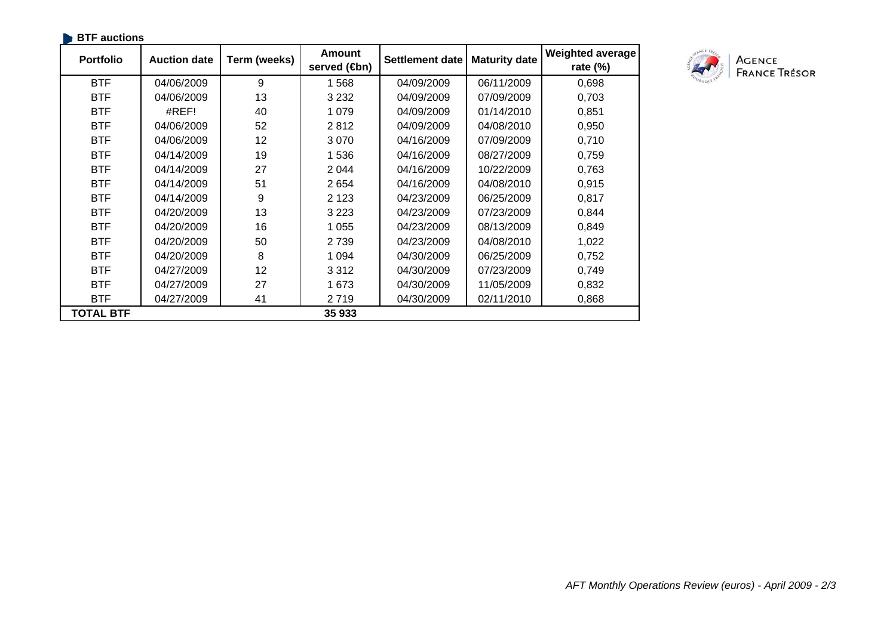**BTF auctions**

| Portfolio | Auction date | Term (weeks) | Amount served (€bn) | Settlement date | Maturity date | Weighted average rate (%) |
|---|---|---|---|---|---|---|
| BTF | 04/06/2009 | 9 | 1 568 | 04/09/2009 | 06/11/2009 | 0,698 |
| BTF | 04/06/2009 | 13 | 3 232 | 04/09/2009 | 07/09/2009 | 0,703 |
| BTF | #REF! | 40 | 1 079 | 04/09/2009 | 01/14/2010 | 0,851 |
| BTF | 04/06/2009 | 52 | 2 812 | 04/09/2009 | 04/08/2010 | 0,950 |
| BTF | 04/06/2009 | 12 | 3 070 | 04/16/2009 | 07/09/2009 | 0,710 |
| BTF | 04/14/2009 | 19 | 1 536 | 04/16/2009 | 08/27/2009 | 0,759 |
| BTF | 04/14/2009 | 27 | 2 044 | 04/16/2009 | 10/22/2009 | 0,763 |
| BTF | 04/14/2009 | 51 | 2 654 | 04/16/2009 | 04/08/2010 | 0,915 |
| BTF | 04/14/2009 | 9 | 2 123 | 04/23/2009 | 06/25/2009 | 0,817 |
| BTF | 04/20/2009 | 13 | 3 223 | 04/23/2009 | 07/23/2009 | 0,844 |
| BTF | 04/20/2009 | 16 | 1 055 | 04/23/2009 | 08/13/2009 | 0,849 |
| BTF | 04/20/2009 | 50 | 2 739 | 04/23/2009 | 04/08/2010 | 1,022 |
| BTF | 04/20/2009 | 8 | 1 094 | 04/30/2009 | 06/25/2009 | 0,752 |
| BTF | 04/27/2009 | 12 | 3 312 | 04/30/2009 | 07/23/2009 | 0,749 |
| BTF | 04/27/2009 | 27 | 1 673 | 04/30/2009 | 11/05/2009 | 0,832 |
| BTF | 04/27/2009 | 41 | 2 719 | 04/30/2009 | 02/11/2010 | 0,868 |
| **TOTAL BTF** | | | **35 933** | | | |

AGENCE FRANCE TRÉSOR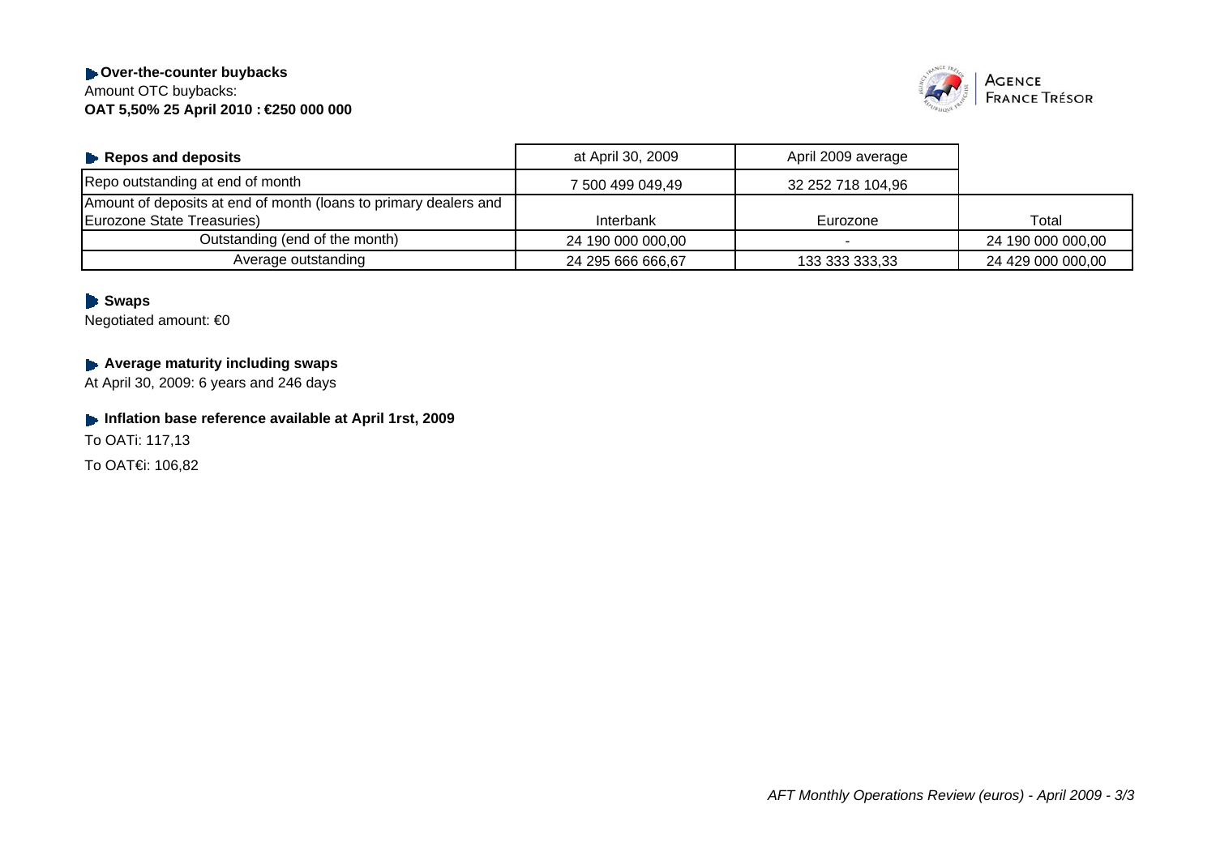**Over-the-counter buybacks**

Amount OTC buybacks:

**OAT 5,50% 25 April 2010 : €250 000 000**

| **Repos and deposits** | at April 30, 2009 | April 2009 average | |
|---|---|---|---|
| Repo outstanding at end of month | 7 500 499 049,49 | 32 252 718 104,96 | |
| Amount of deposits at end of month (loans to primary dealers and Eurozone State Treasuries) | Interbank | Eurozone | Total |
| Outstanding (end of the month) | 24 190 000 000,00 | - | 24 190 000 000,00 |
| Average outstanding | 24 295 666 666,67 | 133 333 333,33 | 24 429 000 000,00 |

**Swaps**

Negotiated amount: €0

**Average maturity including swaps**

At April 30, 2009: 6 years and 246 days

**Inflation base reference available at April 1rst, 2009**

To OATi: 117,13

To OAT€i: 106,82